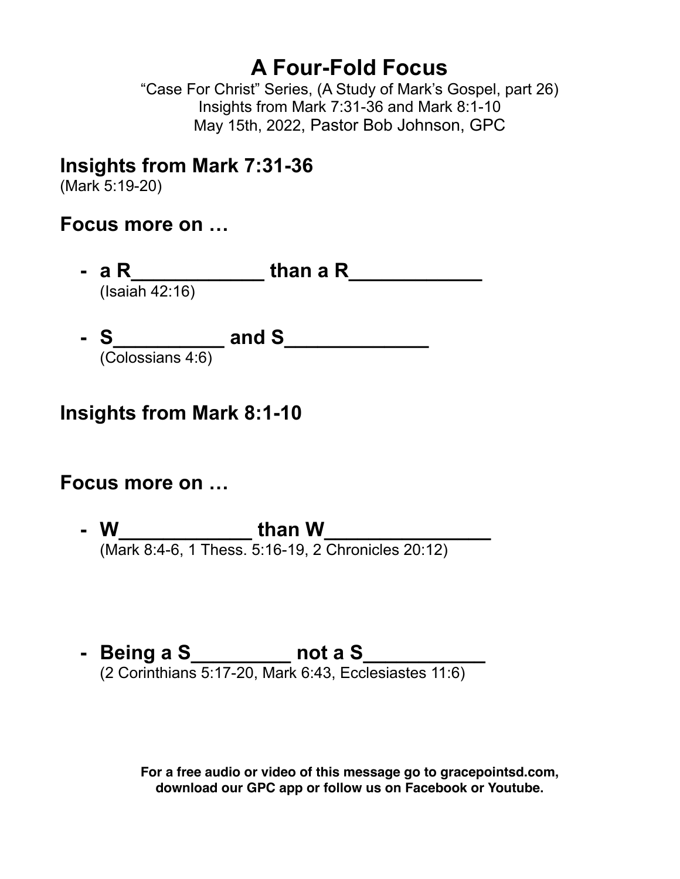# A Four-Fold Focus

"Case For Christ" Series, (A Study of Mark's Gospel, part 26)
Insights from Mark 7:31-36 and Mark 8:1-10
May 15th, 2022, Pastor Bob Johnson, GPC

## Insights from Mark 7:31-36

(Mark 5:19-20)

## Focus more on …

- **a R____________ than a R____________**
  (Isaiah 42:16)

- **S__________ and S_____________**
  (Colossians 4:6)

## Insights from Mark 8:1-10

## Focus more on …

- **W____________ than W_______________**
  (Mark 8:4-6, 1 Thess. 5:16-19, 2 Chronicles 20:12)

- **Being a S_________ not a S___________**
  (2 Corinthians 5:17-20, Mark 6:43, Ecclesiastes 11:6)

**For a free audio or video of this message go to gracepointsd.com, download our GPC app or follow us on Facebook or Youtube.**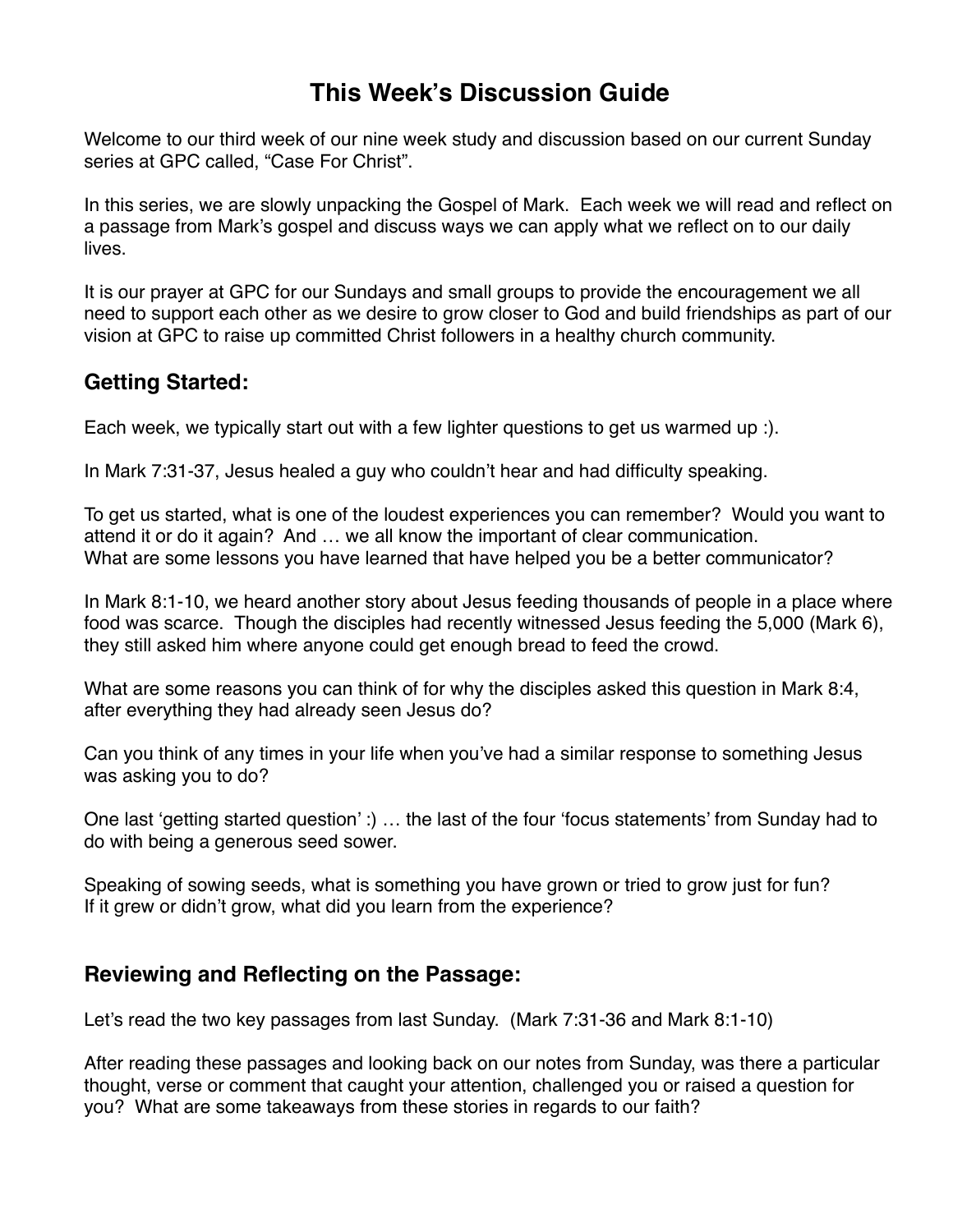# This Week's Discussion Guide

Welcome to our third week of our nine week study and discussion based on our current Sunday series at GPC called, "Case For Christ".

In this series, we are slowly unpacking the Gospel of Mark. Each week we will read and reflect on a passage from Mark's gospel and discuss ways we can apply what we reflect on to our daily lives.

It is our prayer at GPC for our Sundays and small groups to provide the encouragement we all need to support each other as we desire to grow closer to God and build friendships as part of our vision at GPC to raise up committed Christ followers in a healthy church community.

## Getting Started:

Each week, we typically start out with a few lighter questions to get us warmed up :).

In Mark 7:31-37, Jesus healed a guy who couldn't hear and had difficulty speaking.

To get us started, what is one of the loudest experiences you can remember? Would you want to attend it or do it again? And … we all know the important of clear communication.
What are some lessons you have learned that have helped you be a better communicator?

In Mark 8:1-10, we heard another story about Jesus feeding thousands of people in a place where food was scarce. Though the disciples had recently witnessed Jesus feeding the 5,000 (Mark 6), they still asked him where anyone could get enough bread to feed the crowd.

What are some reasons you can think of for why the disciples asked this question in Mark 8:4, after everything they had already seen Jesus do?

Can you think of any times in your life when you've had a similar response to something Jesus was asking you to do?

One last 'getting started question' :) … the last of the four 'focus statements' from Sunday had to do with being a generous seed sower.

Speaking of sowing seeds, what is something you have grown or tried to grow just for fun?
If it grew or didn't grow, what did you learn from the experience?

## Reviewing and Reflecting on the Passage:

Let's read the two key passages from last Sunday. (Mark 7:31-36 and Mark 8:1-10)

After reading these passages and looking back on our notes from Sunday, was there a particular thought, verse or comment that caught your attention, challenged you or raised a question for you? What are some takeaways from these stories in regards to our faith?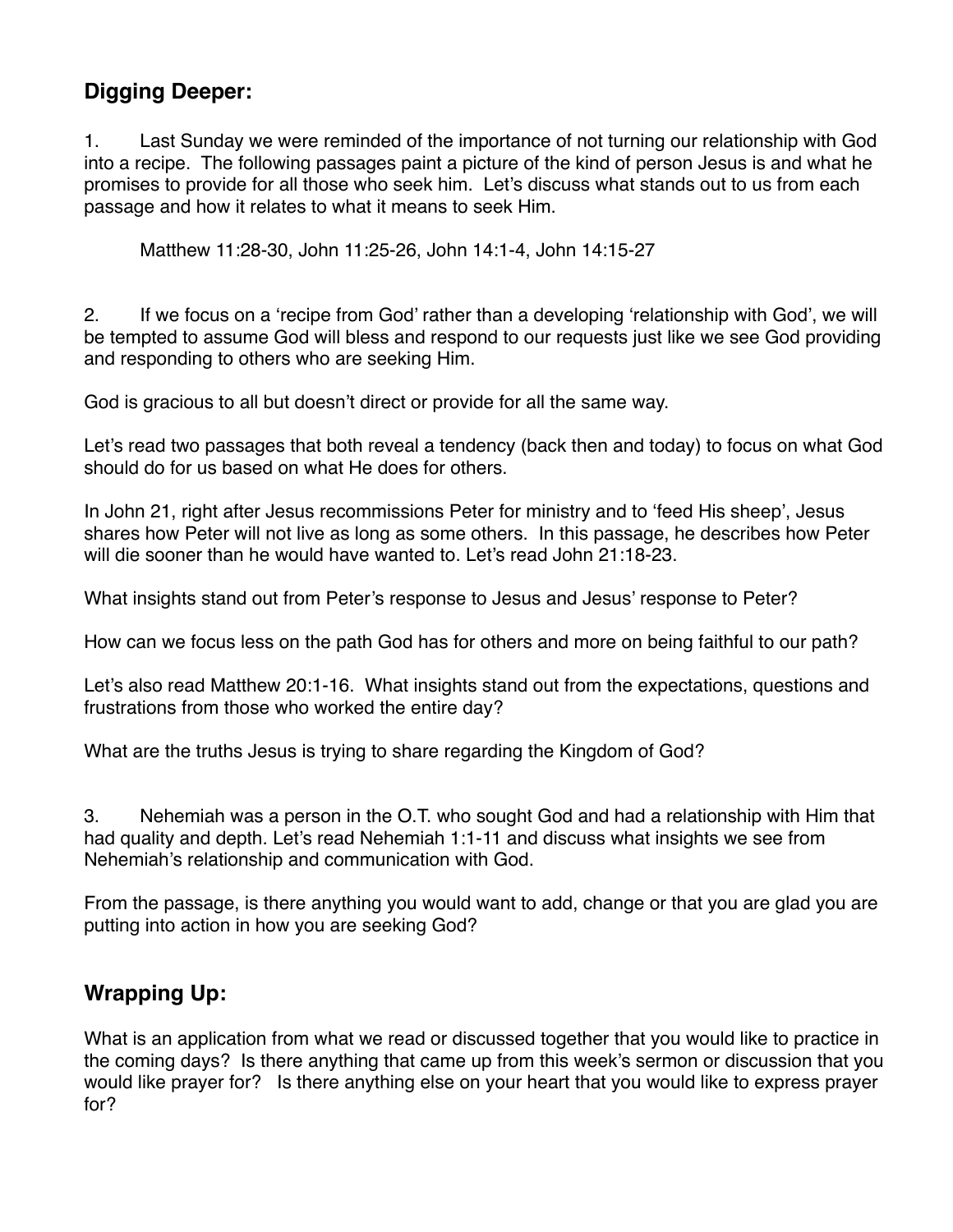## Digging Deeper:

1. Last Sunday we were reminded of the importance of not turning our relationship with God into a recipe. The following passages paint a picture of the kind of person Jesus is and what he promises to provide for all those who seek him. Let's discuss what stands out to us from each passage and how it relates to what it means to seek Him.

   Matthew 11:28-30, John 11:25-26, John 14:1-4, John 14:15-27

2. If we focus on a 'recipe from God' rather than a developing 'relationship with God', we will be tempted to assume God will bless and respond to our requests just like we see God providing and responding to others who are seeking Him.

God is gracious to all but doesn't direct or provide for all the same way.

Let's read two passages that both reveal a tendency (back then and today) to focus on what God should do for us based on what He does for others.

In John 21, right after Jesus recommissions Peter for ministry and to 'feed His sheep', Jesus shares how Peter will not live as long as some others. In this passage, he describes how Peter will die sooner than he would have wanted to. Let's read John 21:18-23.

What insights stand out from Peter's response to Jesus and Jesus' response to Peter?

How can we focus less on the path God has for others and more on being faithful to our path?

Let's also read Matthew 20:1-16. What insights stand out from the expectations, questions and frustrations from those who worked the entire day?

What are the truths Jesus is trying to share regarding the Kingdom of God?

3. Nehemiah was a person in the O.T. who sought God and had a relationship with Him that had quality and depth. Let's read Nehemiah 1:1-11 and discuss what insights we see from Nehemiah's relationship and communication with God.

From the passage, is there anything you would want to add, change or that you are glad you are putting into action in how you are seeking God?

## Wrapping Up:

What is an application from what we read or discussed together that you would like to practice in the coming days? Is there anything that came up from this week's sermon or discussion that you would like prayer for? Is there anything else on your heart that you would like to express prayer for?